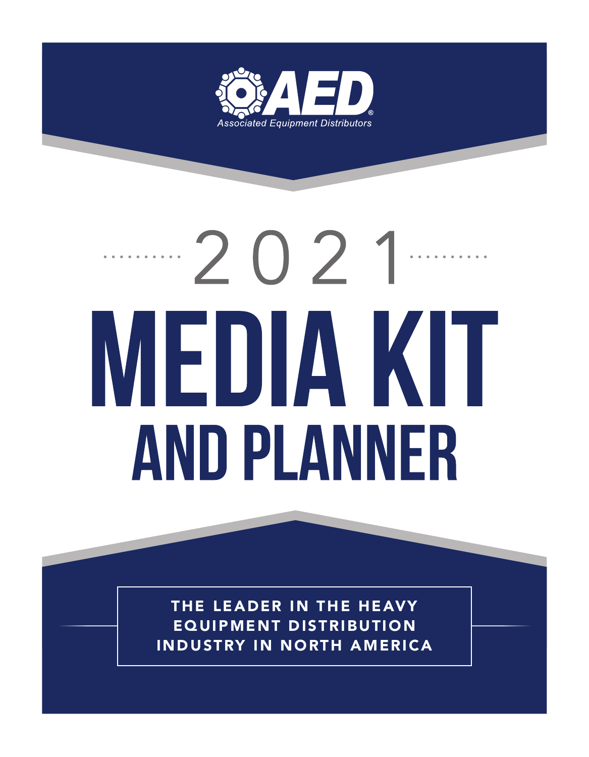AED

Associated Equipment Distributors

2021

# MEDIA KIT AND PLANNER

THE LEADER IN THE HEAVY EQUIPMENT DISTRIBUTION INDUSTRY IN NORTH AMERICA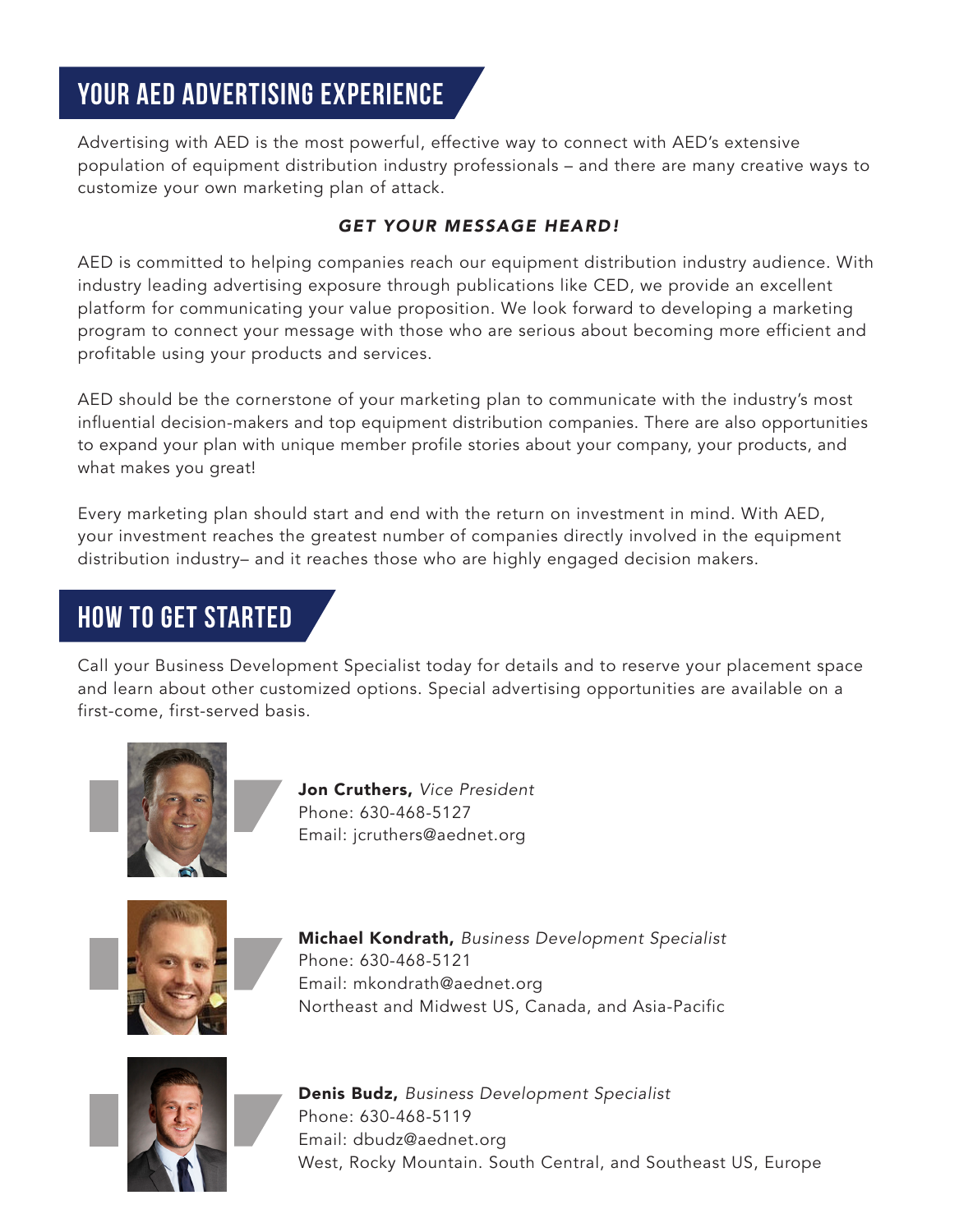## YOUR AED ADVERTISING EXPERIENCE

Advertising with AED is the most powerful, effective way to connect with AED's extensive population of equipment distribution industry professionals – and there are many creative ways to customize your own marketing plan of attack.

***GET YOUR MESSAGE HEARD!***

AED is committed to helping companies reach our equipment distribution industry audience. With industry leading advertising exposure through publications like CED, we provide an excellent platform for communicating your value proposition. We look forward to developing a marketing program to connect your message with those who are serious about becoming more efficient and profitable using your products and services.

AED should be the cornerstone of your marketing plan to communicate with the industry's most influential decision-makers and top equipment distribution companies. There are also opportunities to expand your plan with unique member profile stories about your company, your products, and what makes you great!

Every marketing plan should start and end with the return on investment in mind. With AED, your investment reaches the greatest number of companies directly involved in the equipment distribution industry– and it reaches those who are highly engaged decision makers.

## HOW TO GET STARTED

Call your Business Development Specialist today for details and to reserve your placement space and learn about other customized options. Special advertising opportunities are available on a first-come, first-served basis.

**Jon Cruthers,** *Vice President*
Phone: 630-468-5127
Email: jcruthers@aednet.org

**Michael Kondrath,** *Business Development Specialist*
Phone: 630-468-5121
Email: mkondrath@aednet.org
Northeast and Midwest US, Canada, and Asia-Pacific

**Denis Budz,** *Business Development Specialist*
Phone: 630-468-5119
Email: dbudz@aednet.org
West, Rocky Mountain. South Central, and Southeast US, Europe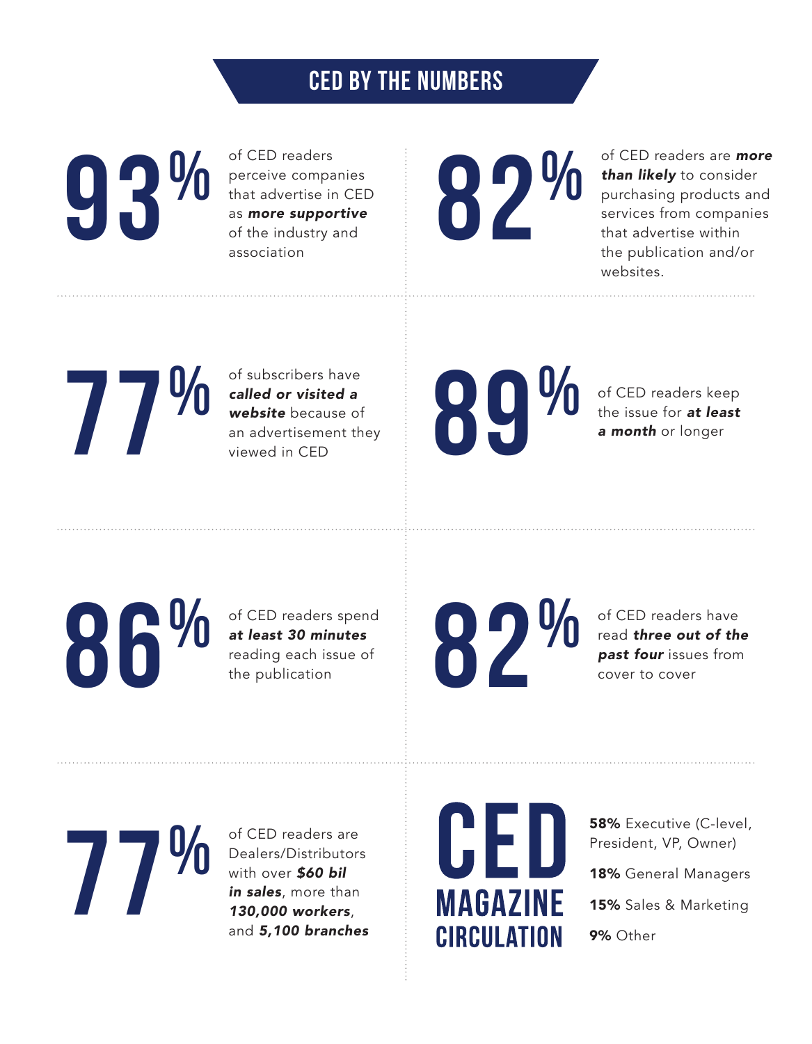## CED BY THE NUMBERS

**93%** of CED readers perceive companies that advertise in CED as ***more supportive*** of the industry and association

**82%** of CED readers are ***more than likely*** to consider purchasing products and services from companies that advertise within the publication and/or websites.

**77%** of subscribers have ***called or visited a website*** because of an advertisement they viewed in CED

**89%** of CED readers keep the issue for ***at least a month*** or longer

**86%** of CED readers spend ***at least 30 minutes*** reading each issue of the publication

**82%** of CED readers have read ***three out of the past four*** issues from cover to cover

**77%** of CED readers are Dealers/Distributors with over ***$60 bil in sales***, more than ***130,000 workers***, and ***5,100 branches***

### CED MAGAZINE CIRCULATION

- **58%** Executive (C-level, President, VP, Owner)
- **18%** General Managers
- **15%** Sales & Marketing
- **9%** Other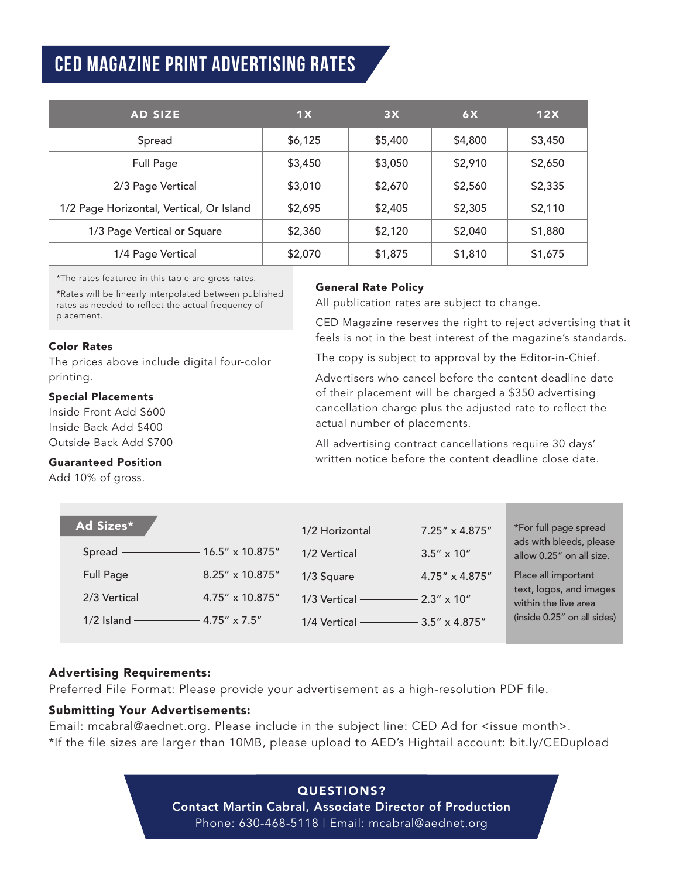# CED MAGAZINE PRINT ADVERTISING RATES

| AD SIZE | 1X | 3X | 6X | 12X |
|---|---|---|---|---|
| Spread | $6,125 | $5,400 | $4,800 | $3,450 |
| Full Page | $3,450 | $3,050 | $2,910 | $2,650 |
| 2/3 Page Vertical | $3,010 | $2,670 | $2,560 | $2,335 |
| 1/2 Page Horizontal, Vertical, Or Island | $2,695 | $2,405 | $2,305 | $2,110 |
| 1/3 Page Vertical or Square | $2,360 | $2,120 | $2,040 | $1,880 |
| 1/4 Page Vertical | $2,070 | $1,875 | $1,810 | $1,675 |

*The rates featured in this table are gross rates.

*Rates will be linearly interpolated between published rates as needed to reflect the actual frequency of placement.

**Color Rates**

The prices above include digital four-color printing.

**Special Placements**

Inside Front Add $600
Inside Back Add $400
Outside Back Add $700

**Guaranteed Position**

Add 10% of gross.

**General Rate Policy**

All publication rates are subject to change.

CED Magazine reserves the right to reject advertising that it feels is not in the best interest of the magazine's standards.

The copy is subject to approval by the Editor-in-Chief.

Advertisers who cancel before the content deadline date of their placement will be charged a $350 advertising cancellation charge plus the adjusted rate to reflect the actual number of placements.

All advertising contract cancellations require 30 days' written notice before the content deadline close date.

## Ad Sizes*

- Spread — 16.5″ x 10.875″
- Full Page — 8.25″ x 10.875″
- 2/3 Vertical — 4.75″ x 10.875″
- 1/2 Island — 4.75″ x 7.5″
- 1/2 Horizontal — 7.25″ x 4.875″
- 1/2 Vertical — 3.5″ x 10″
- 1/3 Square — 4.75″ x 4.875″
- 1/3 Vertical — 2.3″ x 10″
- 1/4 Vertical — 3.5″ x 4.875″

*For full page spread ads with bleeds, please allow 0.25″ on all size.

Place all important text, logos, and images within the live area (inside 0.25″ on all sides)

**Advertising Requirements:**

Preferred File Format: Please provide your advertisement as a high-resolution PDF file.

**Submitting Your Advertisements:**

Email: mcabral@aednet.org. Please include in the subject line: CED Ad for <issue month>.
*If the file sizes are larger than 10MB, please upload to AED's Hightail account: bit.ly/CEDupload

**QUESTIONS?**
**Contact Martin Cabral, Associate Director of Production**
Phone: 630-468-5118 | Email: mcabral@aednet.org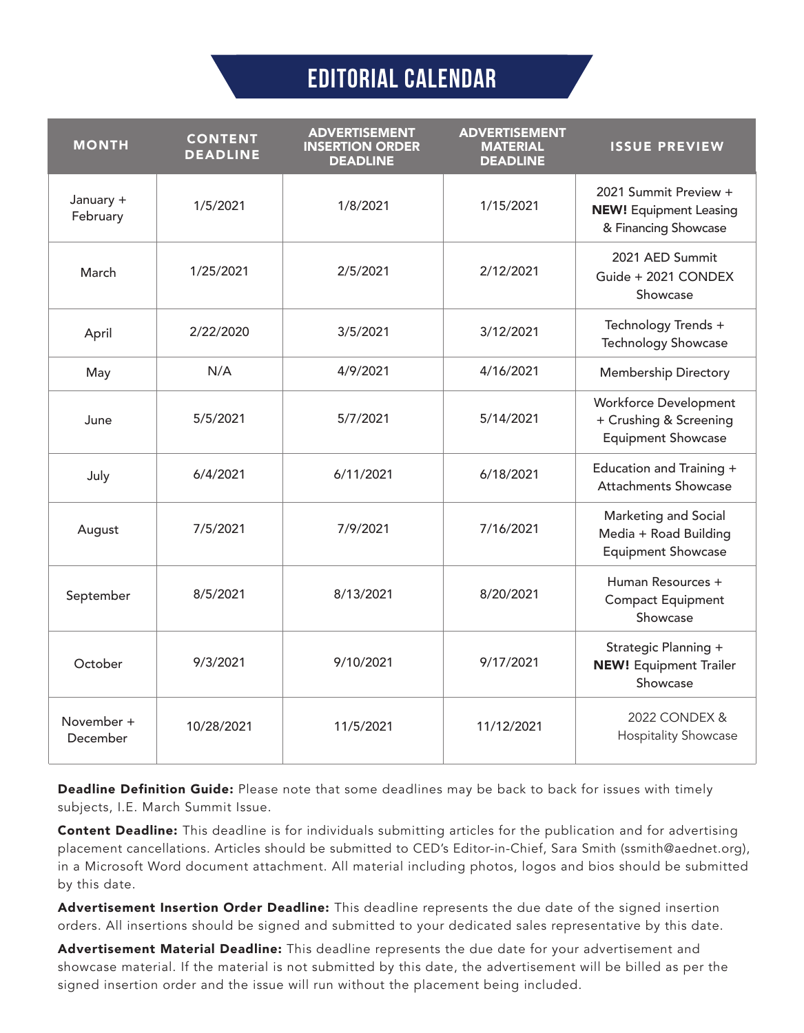# EDITORIAL CALENDAR

| MONTH | CONTENT DEADLINE | ADVERTISEMENT INSERTION ORDER DEADLINE | ADVERTISEMENT MATERIAL DEADLINE | ISSUE PREVIEW |
|---|---|---|---|---|
| January + February | 1/5/2021 | 1/8/2021 | 1/15/2021 | 2021 Summit Preview + **NEW!** Equipment Leasing & Financing Showcase |
| March | 1/25/2021 | 2/5/2021 | 2/12/2021 | 2021 AED Summit Guide + 2021 CONDEX Showcase |
| April | 2/22/2020 | 3/5/2021 | 3/12/2021 | Technology Trends + Technology Showcase |
| May | N/A | 4/9/2021 | 4/16/2021 | Membership Directory |
| June | 5/5/2021 | 5/7/2021 | 5/14/2021 | Workforce Development + Crushing & Screening Equipment Showcase |
| July | 6/4/2021 | 6/11/2021 | 6/18/2021 | Education and Training + Attachments Showcase |
| August | 7/5/2021 | 7/9/2021 | 7/16/2021 | Marketing and Social Media + Road Building Equipment Showcase |
| September | 8/5/2021 | 8/13/2021 | 8/20/2021 | Human Resources + Compact Equipment Showcase |
| October | 9/3/2021 | 9/10/2021 | 9/17/2021 | Strategic Planning + **NEW!** Equipment Trailer Showcase |
| November + December | 10/28/2021 | 11/5/2021 | 11/12/2021 | 2022 CONDEX & Hospitality Showcase |

**Deadline Definition Guide:** Please note that some deadlines may be back to back for issues with timely subjects, I.E. March Summit Issue.

**Content Deadline:** This deadline is for individuals submitting articles for the publication and for advertising placement cancellations. Articles should be submitted to CED's Editor-in-Chief, Sara Smith (ssmith@aednet.org), in a Microsoft Word document attachment. All material including photos, logos and bios should be submitted by this date.

**Advertisement Insertion Order Deadline:** This deadline represents the due date of the signed insertion orders. All insertions should be signed and submitted to your dedicated sales representative by this date.

**Advertisement Material Deadline:** This deadline represents the due date for your advertisement and showcase material. If the material is not submitted by this date, the advertisement will be billed as per the signed insertion order and the issue will run without the placement being included.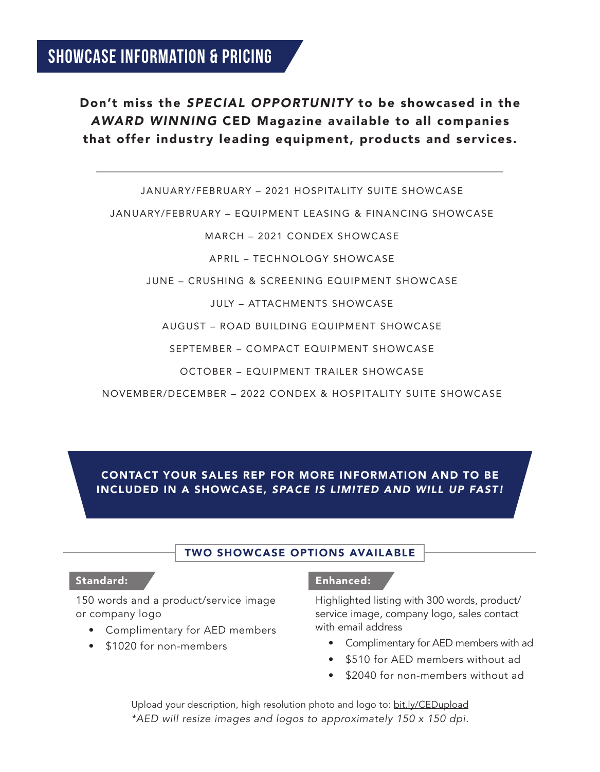# SHOWCASE INFORMATION & PRICING

**Don't miss the *SPECIAL OPPORTUNITY* to be showcased in the *AWARD WINNING* CED Magazine available to all companies that offer industry leading equipment, products and services.**

---

JANUARY/FEBRUARY – 2021 HOSPITALITY SUITE SHOWCASE

JANUARY/FEBRUARY – EQUIPMENT LEASING & FINANCING SHOWCASE

MARCH – 2021 CONDEX SHOWCASE

APRIL – TECHNOLOGY SHOWCASE

JUNE – CRUSHING & SCREENING EQUIPMENT SHOWCASE

JULY – ATTACHMENTS SHOWCASE

AUGUST – ROAD BUILDING EQUIPMENT SHOWCASE

SEPTEMBER – COMPACT EQUIPMENT SHOWCASE

OCTOBER – EQUIPMENT TRAILER SHOWCASE

NOVEMBER/DECEMBER – 2022 CONDEX & HOSPITALITY SUITE SHOWCASE

**CONTACT YOUR SALES REP FOR MORE INFORMATION AND TO BE INCLUDED IN A SHOWCASE, *SPACE IS LIMITED AND WILL UP FAST!***

## TWO SHOWCASE OPTIONS AVAILABLE

### Standard:

150 words and a product/service image or company logo

- Complimentary for AED members
- $1020 for non-members

### Enhanced:

Highlighted listing with 300 words, product/service image, company logo, sales contact with email address

- Complimentary for AED members with ad
- $510 for AED members without ad
- $2040 for non-members without ad

Upload your description, high resolution photo and logo to: bit.ly/CEDupload

*\*AED will resize images and logos to approximately 150 x 150 dpi.*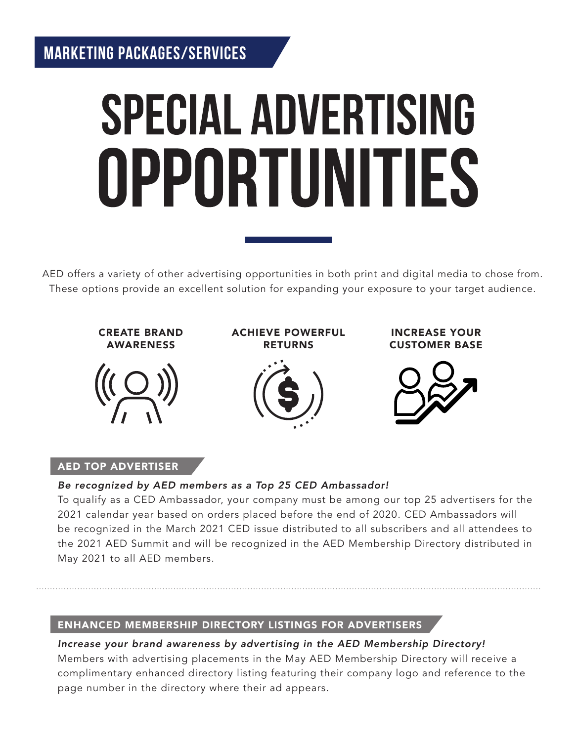MARKETING PACKAGES/SERVICES

# SPECIAL ADVERTISING OPPORTUNITIES

AED offers a variety of other advertising opportunities in both print and digital media to chose from. These options provide an excellent solution for expanding your exposure to your target audience.

**CREATE BRAND AWARENESS**

**ACHIEVE POWERFUL RETURNS**

**INCREASE YOUR CUSTOMER BASE**

## AED TOP ADVERTISER

***Be recognized by AED members as a Top 25 CED Ambassador!***

To qualify as a CED Ambassador, your company must be among our top 25 advertisers for the 2021 calendar year based on orders placed before the end of 2020. CED Ambassadors will be recognized in the March 2021 CED issue distributed to all subscribers and all attendees to the 2021 AED Summit and will be recognized in the AED Membership Directory distributed in May 2021 to all AED members.

## ENHANCED MEMBERSHIP DIRECTORY LISTINGS FOR ADVERTISERS

***Increase your brand awareness by advertising in the AED Membership Directory!***

Members with advertising placements in the May AED Membership Directory will receive a complimentary enhanced directory listing featuring their company logo and reference to the page number in the directory where their ad appears.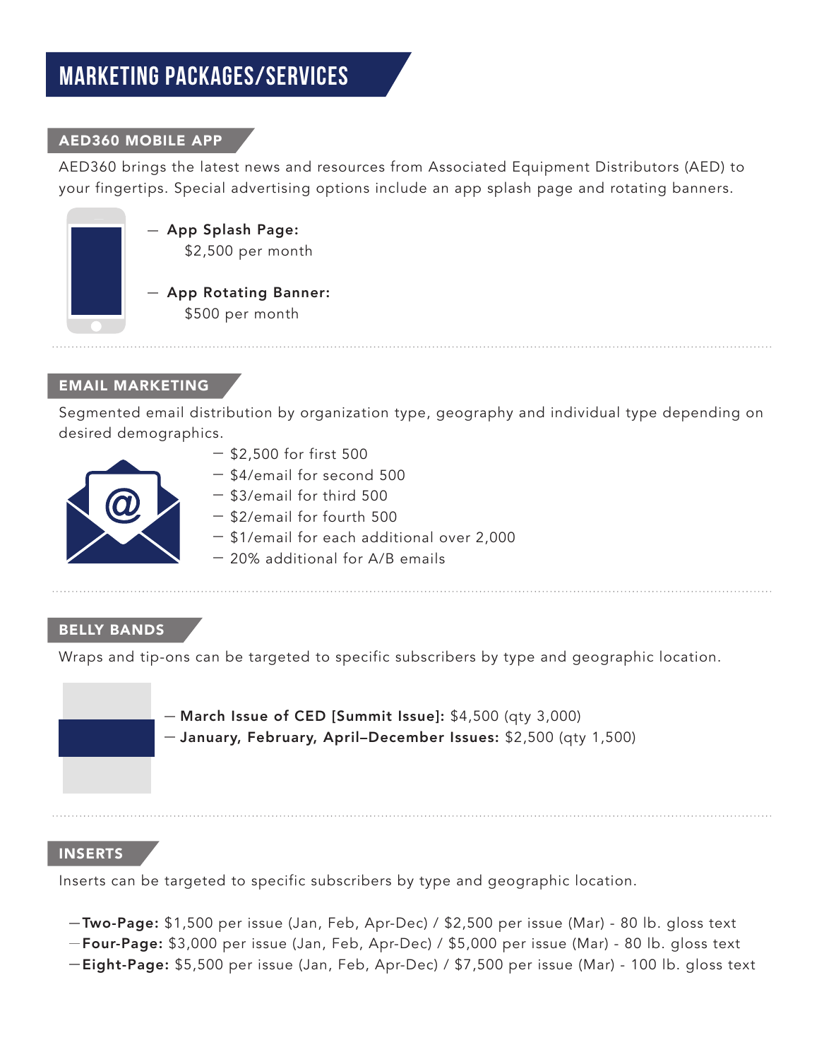# MARKETING PACKAGES/SERVICES

## AED360 MOBILE APP

AED360 brings the latest news and resources from Associated Equipment Distributors (AED) to your fingertips. Special advertising options include an app splash page and rotating banners.

- **App Splash Page:** $2,500 per month
- **App Rotating Banner:** $500 per month

## EMAIL MARKETING

Segmented email distribution by organization type, geography and individual type depending on desired demographics.

- $2,500 for first 500
- $4/email for second 500
- $3/email for third 500
- $2/email for fourth 500
- $1/email for each additional over 2,000
- 20% additional for A/B emails

## BELLY BANDS

Wraps and tip-ons can be targeted to specific subscribers by type and geographic location.

- **March Issue of CED [Summit Issue]:** $4,500 (qty 3,000)
- **January, February, April–December Issues:** $2,500 (qty 1,500)

## INSERTS

Inserts can be targeted to specific subscribers by type and geographic location.

- **Two-Page:** $1,500 per issue (Jan, Feb, Apr-Dec) / $2,500 per issue (Mar) - 80 lb. gloss text
- **Four-Page:** $3,000 per issue (Jan, Feb, Apr-Dec) / $5,000 per issue (Mar) - 80 lb. gloss text
- **Eight-Page:** $5,500 per issue (Jan, Feb, Apr-Dec) / $7,500 per issue (Mar) - 100 lb. gloss text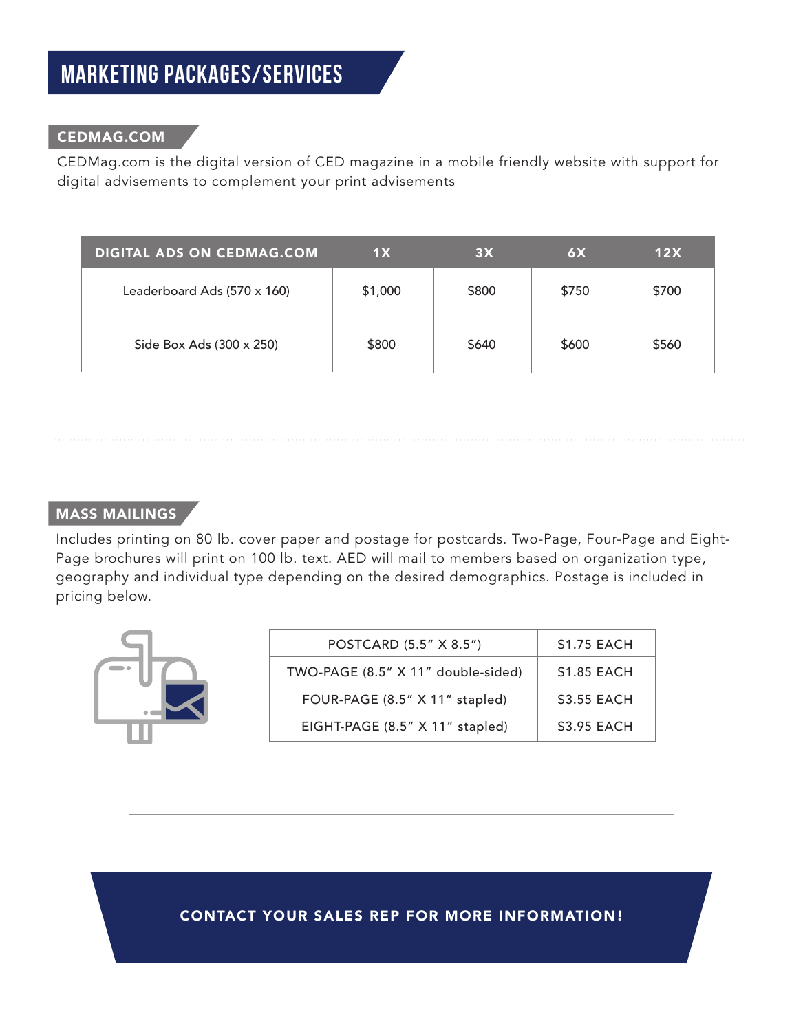# MARKETING PACKAGES/SERVICES

## CEDMAG.COM

CEDMag.com is the digital version of CED magazine in a mobile friendly website with support for digital advisements to complement your print advisements

| DIGITAL ADS ON CEDMAG.COM | 1X | 3X | 6X | 12X |
| --- | --- | --- | --- | --- |
| Leaderboard Ads (570 x 160) | $1,000 | $800 | $750 | $700 |
| Side Box Ads (300 x 250) | $800 | $640 | $600 | $560 |

## MASS MAILINGS

Includes printing on 80 lb. cover paper and postage for postcards. Two-Page, Four-Page and Eight-Page brochures will print on 100 lb. text. AED will mail to members based on organization type, geography and individual type depending on the desired demographics. Postage is included in pricing below.

| POSTCARD (5.5" X 8.5") | $1.75 EACH |
| --- | --- |
| TWO-PAGE (8.5" X 11" double-sided) | $1.85 EACH |
| FOUR-PAGE (8.5" X 11" stapled) | $3.55 EACH |
| EIGHT-PAGE (8.5" X 11" stapled) | $3.95 EACH |

**CONTACT YOUR SALES REP FOR MORE INFORMATION!**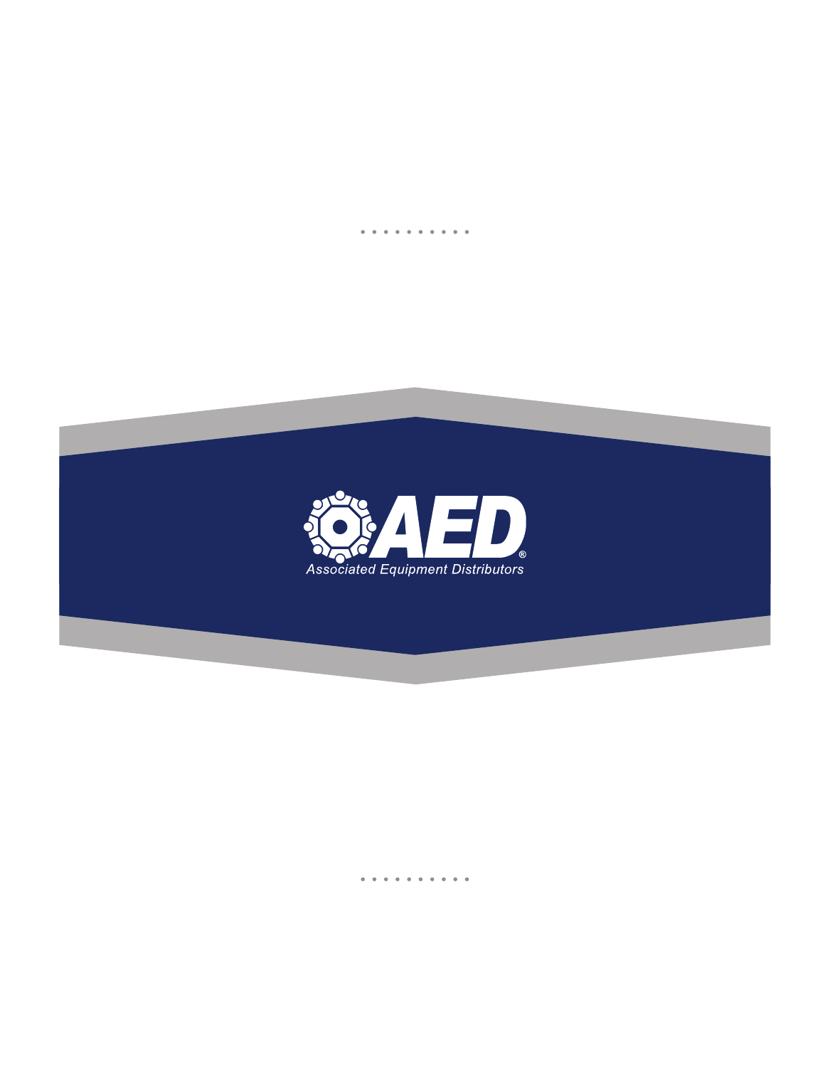AED

Associated Equipment Distributors